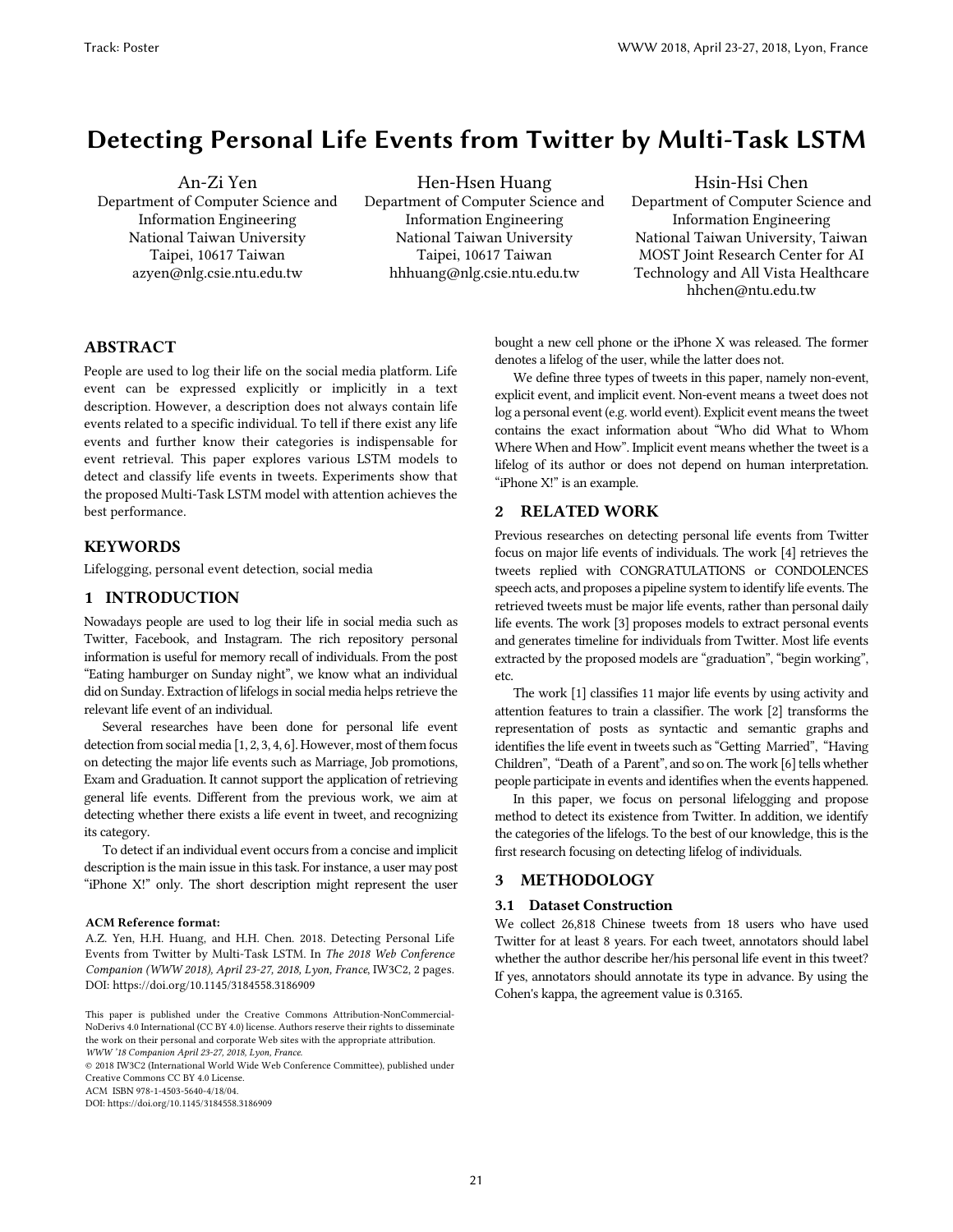# Detecting Personal Life Events from Twitter by Multi-Task LSTM

An-Zi Yen
Department of Computer Science and Information Engineering
National Taiwan University
Taipei, 10617 Taiwan
azyen@nlg.csie.ntu.edu.tw

Hen-Hsen Huang
Department of Computer Science and Information Engineering
National Taiwan University
Taipei, 10617 Taiwan
hhhuang@nlg.csie.ntu.edu.tw

Hsin-Hsi Chen
Department of Computer Science and Information Engineering
National Taiwan University, Taiwan
MOST Joint Research Center for AI Technology and All Vista Healthcare
hhchen@ntu.edu.tw

## ABSTRACT

People are used to log their life on the social media platform. Life event can be expressed explicitly or implicitly in a text description. However, a description does not always contain life events related to a specific individual. To tell if there exist any life events and further know their categories is indispensable for event retrieval. This paper explores various LSTM models to detect and classify life events in tweets. Experiments show that the proposed Multi-Task LSTM model with attention achieves the best performance.

## KEYWORDS

Lifelogging, personal event detection, social media

**ACM Reference format:**
A.Z. Yen, H.H. Huang, and H.H. Chen. 2018. Detecting Personal Life Events from Twitter by Multi-Task LSTM. In *The 2018 Web Conference Companion (WWW 2018), April 23-27, 2018, Lyon, France*, IW3C2, 2 pages. DOI: https://doi.org/10.1145/3184558.3186909

This paper is published under the Creative Commons Attribution-NonCommercial-NoDerivs 4.0 International (CC BY 4.0) license. Authors reserve their rights to disseminate the work on their personal and corporate Web sites with the appropriate attribution.
*WWW '18 Companion April 23-27, 2018, Lyon, France.*
© 2018 IW3C2 (International World Wide Web Conference Committee), published under Creative Commons CC BY 4.0 License.
ACM ISBN 978-1-4503-5640-4/18/04.
DOI: https://doi.org/10.1145/3184558.3186909

## 1 INTRODUCTION

Nowadays people are used to log their life in social media such as Twitter, Facebook, and Instagram. The rich repository personal information is useful for memory recall of individuals. From the post "Eating hamburger on Sunday night", we know what an individual did on Sunday. Extraction of lifelogs in social media helps retrieve the relevant life event of an individual.

Several researches have been done for personal life event detection from social media [1, 2, 3, 4, 6]. However, most of them focus on detecting the major life events such as Marriage, Job promotions, Exam and Graduation. It cannot support the application of retrieving general life events. Different from the previous work, we aim at detecting whether there exists a life event in tweet, and recognizing its category.

To detect if an individual event occurs from a concise and implicit description is the main issue in this task. For instance, a user may post "iPhone X!" only. The short description might represent the user bought a new cell phone or the iPhone X was released. The former denotes a lifelog of the user, while the latter does not.

We define three types of tweets in this paper, namely non-event, explicit event, and implicit event. Non-event means a tweet does not log a personal event (e.g. world event). Explicit event means the tweet contains the exact information about "Who did What to Whom Where When and How". Implicit event means whether the tweet is a lifelog of its author or does not depend on human interpretation. "iPhone X!" is an example.

## 2 RELATED WORK

Previous researches on detecting personal life events from Twitter focus on major life events of individuals. The work [4] retrieves the tweets replied with CONGRATULATIONS or CONDOLENCES speech acts, and proposes a pipeline system to identify life events. The retrieved tweets must be major life events, rather than personal daily life events. The work [3] proposes models to extract personal events and generates timeline for individuals from Twitter. Most life events extracted by the proposed models are "graduation", "begin working", etc.

The work [1] classifies 11 major life events by using activity and attention features to train a classifier. The work [2] transforms the representation of posts as syntactic and semantic graphs and identifies the life event in tweets such as "Getting Married", "Having Children", "Death of a Parent", and so on. The work [6] tells whether people participate in events and identifies when the events happened.

In this paper, we focus on personal lifelogging and propose method to detect its existence from Twitter. In addition, we identify the categories of the lifelogs. To the best of our knowledge, this is the first research focusing on detecting lifelog of individuals.

## 3 METHODOLOGY

### 3.1 Dataset Construction

We collect 26,818 Chinese tweets from 18 users who have used Twitter for at least 8 years. For each tweet, annotators should label whether the author describe her/his personal life event in this tweet? If yes, annotators should annotate its type in advance. By using the Cohen's kappa, the agreement value is 0.3165.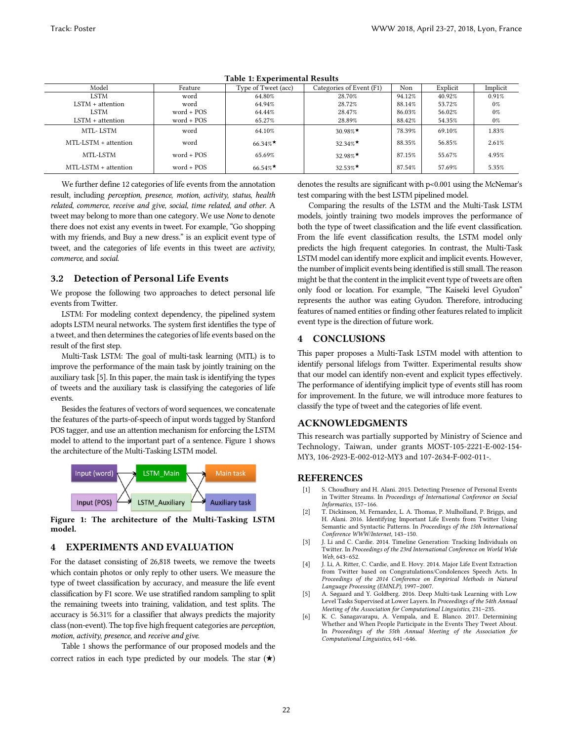**Table 1: Experimental Results**

| Model | Feature | Type of Tweet (acc) | Categories of Event (F1) | Non | Explicit | Implicit |
|---|---|---|---|---|---|---|
| LSTM | word | 64.80% | 28.70% | 94.12% | 40.92% | 0.91% |
| LSTM + attention | word | 64.94% | 28.72% | 88.14% | 53.72% | 0% |
| LSTM | word + POS | 64.44% | 28.47% | 86.03% | 56.02% | 0% |
| LSTM + attention | word + POS | 65.27% | 28.89% | 88.42% | 54.35% | 0% |
| MTL- LSTM | word | 64.10% | 30.98%★ | 78.39% | 69.10% | 1.83% |
| MTL-LSTM + attention | word | 66.34%★ | 32.34%★ | 88.35% | 56.85% | 2.61% |
| MTL-LSTM | word + POS | 65.69% | 32.98%★ | 87.15% | 55.67% | 4.95% |
| MTL-LSTM + attention | word + POS | 66.54%★ | 32.53%★ | 87.54% | 57.69% | 5.35% |

We further define 12 categories of life events from the annotation result, including *perception*, *presence*, *motion*, *activity*, *status*, *health related*, *commerce*, *receive and give*, *social*, *time related*, *and other*. A tweet may belong to more than one category. We use *None* to denote there does not exist any events in tweet. For example, "Go shopping with my friends, and Buy a new dress." is an explicit event type of tweet, and the categories of life events in this tweet are *activity*, *commerce*, and *social*.

## 3.2 Detection of Personal Life Events

We propose the following two approaches to detect personal life events from Twitter.

LSTM: For modeling context dependency, the pipelined system adopts LSTM neural networks. The system first identifies the type of a tweet, and then determines the categories of life events based on the result of the first step.

Multi-Task LSTM: The goal of multi-task learning (MTL) is to improve the performance of the main task by jointly training on the auxiliary task [5]. In this paper, the main task is identifying the types of tweets and the auxiliary task is classifying the categories of life events.

Besides the features of vectors of word sequences, we concatenate the features of the parts-of-speech of input words tagged by Stanford POS tagger, and use an attention mechanism for enforcing the LSTM model to attend to the important part of a sentence. Figure 1 shows the architecture of the Multi-Tasking LSTM model.

Input (word)
Input (POS)
LSTM_Main
LSTM_Auxiliary
Main task
Auxiliary task

**Figure 1: The architecture of the Multi-Tasking LSTM model.**

# 4 EXPERIMENTS AND EVALUATION

For the dataset consisting of 26,818 tweets, we remove the tweets which contain photos or only reply to other users. We measure the type of tweet classification by accuracy, and measure the life event classification by F1 score. We use stratified random sampling to split the remaining tweets into training, validation, and test splits. The accuracy is 56.31% for a classifier that always predicts the majority class (non-event). The top five high frequent categories are *perception*, *motion*, *activity*, *presence*, and *receive and give*.

Table 1 shows the performance of our proposed models and the correct ratios in each type predicted by our models. The star (★) denotes the results are significant with $p<0.001$ using the McNemar's test comparing with the best LSTM pipelined model.

Comparing the results of the LSTM and the Multi-Task LSTM models, jointly training two models improves the performance of both the type of tweet classification and the life event classification. From the life event classification results, the LSTM model only predicts the high frequent categories. In contrast, the Multi-Task LSTM model can identify more explicit and implicit events. However, the number of implicit events being identified is still small. The reason might be that the content in the implicit event type of tweets are often only food or location. For example, "The Kaiseki level Gyudon" represents the author was eating Gyudon. Therefore, introducing features of named entities or finding other features related to implicit event type is the direction of future work.

# 4 CONCLUSIONS

This paper proposes a Multi-Task LSTM model with attention to identify personal lifelogs from Twitter. Experimental results show that our model can identify non-event and explicit types effectively. The performance of identifying implicit type of events still has room for improvement. In the future, we will introduce more features to classify the type of tweet and the categories of life event.

# ACKNOWLEDGMENTS

This research was partially supported by Ministry of Science and Technology, Taiwan, under grants MOST-105-2221-E-002-154-MY3, 106-2923-E-002-012-MY3 and 107-2634-F-002-011-.

# REFERENCES

[1] S. Choudhury and H. Alani. 2015. Detecting Presence of Personal Events in Twitter Streams. In *Proceedings of International Conference on Social Informatics*, 157–166.

[2] T. Dickinson, M. Fernandez, L. A. Thomas, P. Mulholland, P. Briggs, and H. Alani. 2016. Identifying Important Life Events from Twitter Using Semantic and Syntactic Patterns. In *Proceedings of the 15th International Conference WWW/Internet*, 143–150.

[3] J. Li and C. Cardie. 2014. Timeline Generation: Tracking Individuals on Twitter. In *Proceedings of the 23rd International Conference on World Wide Web*, 643–652.

[4] J. Li, A. Ritter, C. Cardie, and E. Hovy. 2014. Major Life Event Extraction from Twitter based on Congratulations/Condolences Speech Acts. In *Proceedings of the 2014 Conference on Empirical Methods in Natural Language Processing (EMNLP)*, 1997–2007.

[5] A. Søgaard and Y. Goldberg. 2016. Deep Multi-task Learning with Low Level Tasks Supervised at Lower Layers. In *Proceedings of the 54th Annual Meeting of the Association for Computational Linguistics*, 231–235.

[6] K. C. Sanagavarapu, A. Vempala, and E. Blanco. 2017. Determining Whether and When People Participate in the Events They Tweet About. In *Proceedings of the 55th Annual Meeting of the Association for Computational Linguistics*, 641–646.